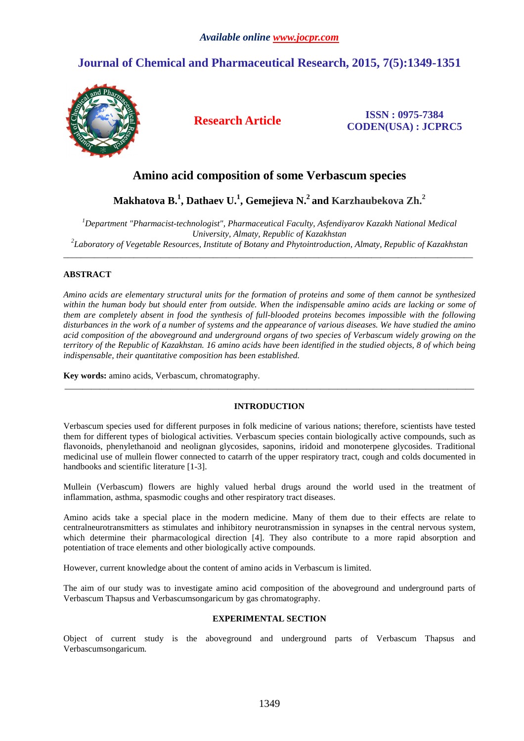*Available online www.jocpr.com*

# Journal of Chemical and Pharmaceutical Research, 2015, 7(5):1349-1351

**Research Article**

**ISSN : 0975-7384**
**CODEN(USA) : JCPRC5**

# Amino acid composition of some Verbascum species

**Makhatova B.[1], Dathaev U.[1], Gemejieva N.[2] and Karzhaubekova Zh.[2]**

[1]*Department "Pharmacist-technologist", Pharmaceutical Faculty, Asfendiyarov Kazakh National Medical University, Almaty, Republic of Kazakhstan*
[2]*Laboratory of Vegetable Resources, Institute of Botany and Phytointroduction, Almaty, Republic of Kazakhstan*

---

## ABSTRACT

*Amino acids are elementary structural units for the formation of proteins and some of them cannot be synthesized within the human body but should enter from outside. When the indispensable amino acids are lacking or some of them are completely absent in food the synthesis of full-blooded proteins becomes impossible with the following disturbances in the work of a number of systems and the appearance of various diseases. We have studied the amino acid composition of the aboveground and underground organs of two species of Verbascum widely growing on the territory of the Republic of Kazakhstan. 16 amino acids have been identified in the studied objects, 8 of which being indispensable, their quantitative composition has been established.*

**Key words:** amino acids, Verbascum, chromatography.

---

## INTRODUCTION

Verbascum species used for different purposes in folk medicine of various nations; therefore, scientists have tested them for different types of biological activities. Verbascum species contain biologically active compounds, such as flavonoids, phenylethanoid and neolignan glycosides, saponins, iridoid and monoterpene glycosides. Traditional medicinal use of mullein flower connected to catarrh of the upper respiratory tract, cough and colds documented in handbooks and scientific literature [1-3].

Mullein (Verbascum) flowers are highly valued herbal drugs around the world used in the treatment of inflammation, asthma, spasmodic coughs and other respiratory tract diseases.

Amino acids take a special place in the modern medicine. Many of them due to their effects are relate to centralneurotransmitters as stimulates and inhibitory neurotransmission in synapses in the central nervous system, which determine their pharmacological direction [4]. They also contribute to a more rapid absorption and potentiation of trace elements and other biologically active compounds.

However, current knowledge about the content of amino acids in Verbascum is limited.

The aim of our study was to investigate amino acid composition of the aboveground and underground parts of Verbascum Thapsus and Verbascumsongaricum by gas chromatography.

## EXPERIMENTAL SECTION

Object of current study is the aboveground and underground parts of Verbascum Thapsus and Verbascumsongaricum.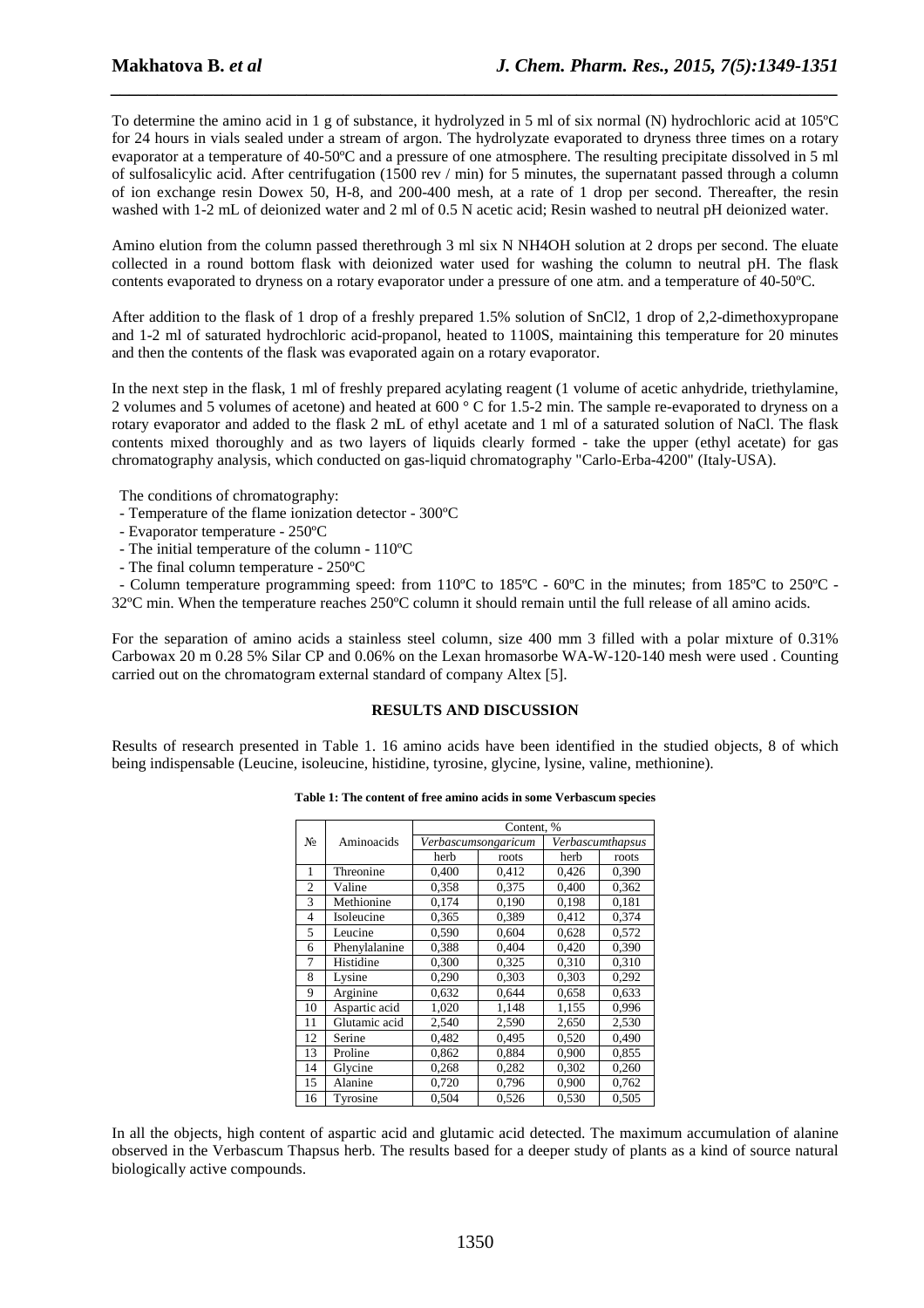To determine the amino acid in 1 g of substance, it hydrolyzed in 5 ml of six normal (N) hydrochloric acid at 105ºC for 24 hours in vials sealed under a stream of argon. The hydrolyzate evaporated to dryness three times on a rotary evaporator at a temperature of 40-50ºC and a pressure of one atmosphere. The resulting precipitate dissolved in 5 ml of sulfosalicylic acid. After centrifugation (1500 rev / min) for 5 minutes, the supernatant passed through a column of ion exchange resin Dowex 50, H-8, and 200-400 mesh, at a rate of 1 drop per second. Thereafter, the resin washed with 1-2 mL of deionized water and 2 ml of 0.5 N acetic acid; Resin washed to neutral pH deionized water.

Amino elution from the column passed therethrough 3 ml six N $NH_4OH$ solution at 2 drops per second. The eluate collected in a round bottom flask with deionized water used for washing the column to neutral pH. The flask contents evaporated to dryness on a rotary evaporator under a pressure of one atm. and a temperature of 40-50ºC.

After addition to the flask of 1 drop of a freshly prepared 1.5% solution of $SnCl_2$, 1 drop of 2,2-dimethoxypropane and 1-2 ml of saturated hydrochloric acid-propanol, heated to 1100S, maintaining this temperature for 20 minutes and then the contents of the flask was evaporated again on a rotary evaporator.

In the next step in the flask, 1 ml of freshly prepared acylating reagent (1 volume of acetic anhydride, triethylamine, 2 volumes and 5 volumes of acetone) and heated at 600 ° C for 1.5-2 min. The sample re-evaporated to dryness on a rotary evaporator and added to the flask 2 mL of ethyl acetate and 1 ml of a saturated solution of NaCl. The flask contents mixed thoroughly and as two layers of liquids clearly formed - take the upper (ethyl acetate) for gas chromatography analysis, which conducted on gas-liquid chromatography "Carlo-Erba-4200" (Italy-USA).

The conditions of chromatography:

- Temperature of the flame ionization detector - 300ºC
- Evaporator temperature - 250ºC
- The initial temperature of the column - 110ºC
- The final column temperature - 250ºC
- Column temperature programming speed: from 110ºC to 185ºC - 60ºC in the minutes; from 185ºC to 250ºC - 32ºC min. When the temperature reaches 250ºC column it should remain until the full release of all amino acids.

For the separation of amino acids a stainless steel column, size 400 mm 3 filled with a polar mixture of 0.31% Carbowax 20 m 0.28 5% Silar CP and 0.06% on the Lexan hromasorbe WA-W-120-140 mesh were used . Counting carried out on the chromatogram external standard of company Altex [5].

## RESULTS AND DISCUSSION

Results of research presented in Table 1. 16 amino acids have been identified in the studied objects, 8 of which being indispensable (Leucine, isoleucine, histidine, tyrosine, glycine, lysine, valine, methionine).

**Table 1: The content of free amino acids in some Verbascum species**

| № | Aminoacids | Content, % | | | |
|---|---|---|---|---|---|
| | | *Verbascumsongaricum* | | *Verbascumthapsus* | |
| | | herb | roots | herb | roots |
| 1 | Threonine | 0,400 | 0,412 | 0,426 | 0,390 |
| 2 | Valine | 0,358 | 0,375 | 0,400 | 0,362 |
| 3 | Methionine | 0,174 | 0,190 | 0,198 | 0,181 |
| 4 | Isoleucine | 0,365 | 0,389 | 0,412 | 0,374 |
| 5 | Leucine | 0,590 | 0,604 | 0,628 | 0,572 |
| 6 | Phenylalanine | 0,388 | 0,404 | 0,420 | 0,390 |
| 7 | Histidine | 0,300 | 0,325 | 0,310 | 0,310 |
| 8 | Lysine | 0,290 | 0,303 | 0,303 | 0,292 |
| 9 | Arginine | 0,632 | 0,644 | 0,658 | 0,633 |
| 10 | Aspartic acid | 1,020 | 1,148 | 1,155 | 0,996 |
| 11 | Glutamic acid | 2,540 | 2,590 | 2,650 | 2,530 |
| 12 | Serine | 0,482 | 0,495 | 0,520 | 0,490 |
| 13 | Proline | 0,862 | 0,884 | 0,900 | 0,855 |
| 14 | Glycine | 0,268 | 0,282 | 0,302 | 0,260 |
| 15 | Alanine | 0,720 | 0,796 | 0,900 | 0,762 |
| 16 | Tyrosine | 0,504 | 0,526 | 0,530 | 0,505 |

In all the objects, high content of aspartic acid and glutamic acid detected. The maximum accumulation of alanine observed in the Verbascum Thapsus herb. The results based for a deeper study of plants as a kind of source natural biologically active compounds.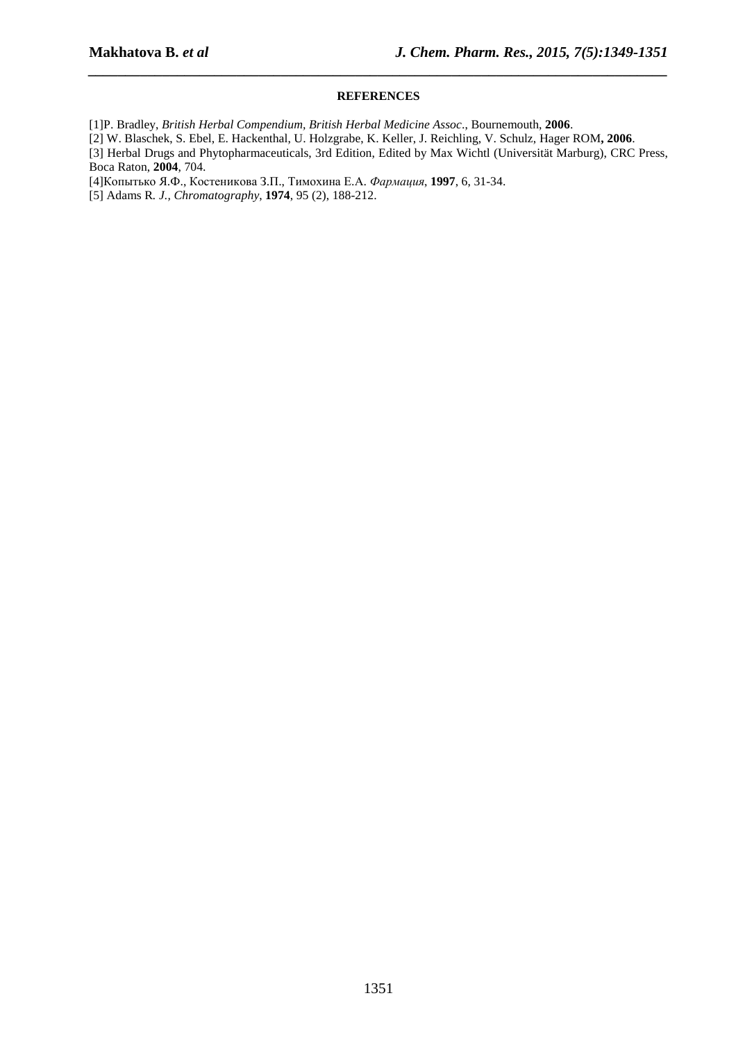## REFERENCES

[1]P. Bradley, *British Herbal Compendium, British Herbal Medicine Assoc*., Bournemouth, **2006**.

[2] W. Blaschek, S. Ebel, E. Hackenthal, U. Holzgrabe, K. Keller, J. Reichling, V. Schulz, Hager ROM**, 2006**.

[3] Herbal Drugs and Phytopharmaceuticals, 3rd Edition, Edited by Max Wichtl (Universität Marburg), CRC Press, Boca Raton, **2004**, 704.

[4]Копытько Я.Ф., Костеникова З.П., Тимохина Е.А. *Фармация*, **1997**, 6, 31-34.

[5] Adams R. *J., Chromatography*, **1974**, 95 (2), 188-212.